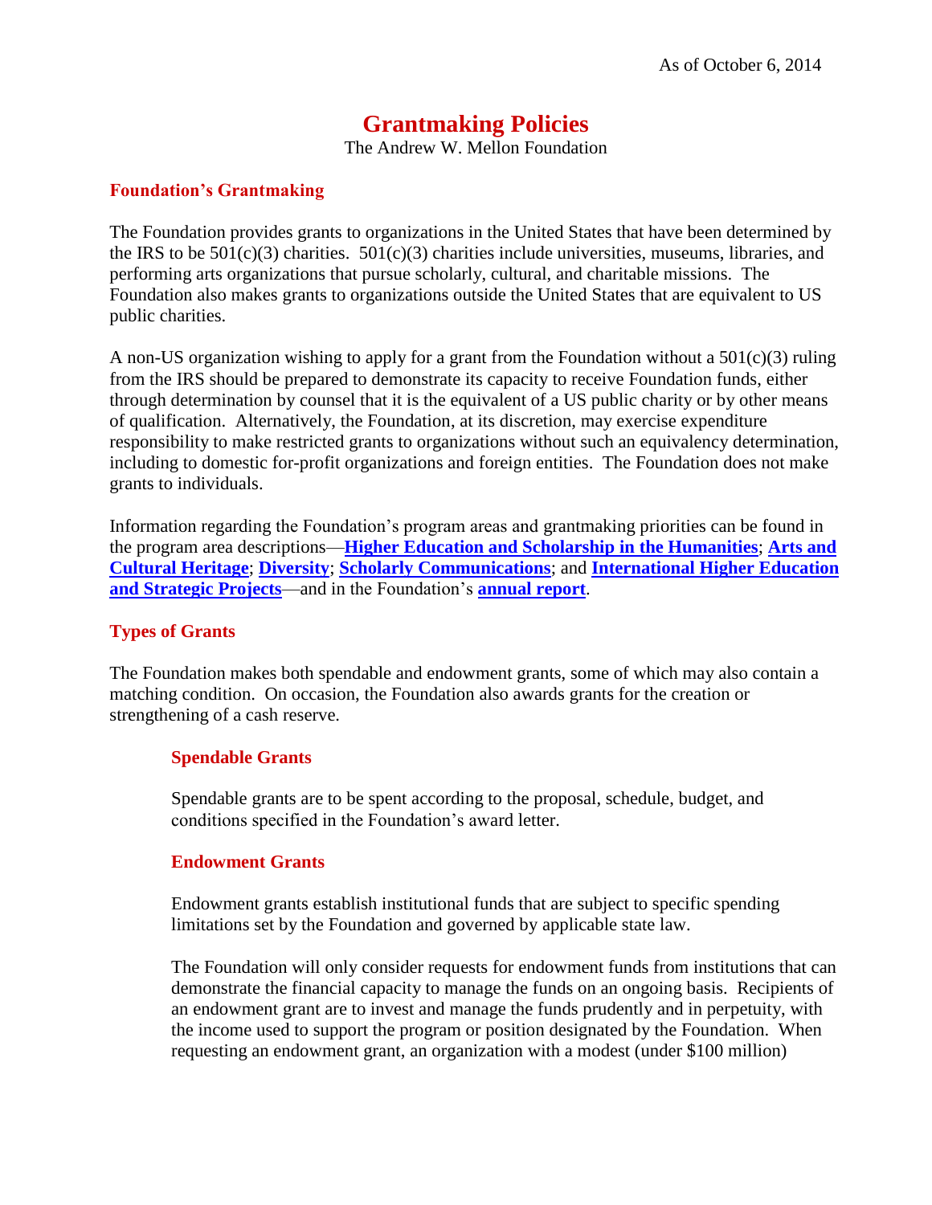As of October 6, 2014

# Grantmaking Policies

The Andrew W. Mellon Foundation

## Foundation's Grantmaking

The Foundation provides grants to organizations in the United States that have been determined by the IRS to be 501(c)(3) charities. 501(c)(3) charities include universities, museums, libraries, and performing arts organizations that pursue scholarly, cultural, and charitable missions. The Foundation also makes grants to organizations outside the United States that are equivalent to US public charities.

A non-US organization wishing to apply for a grant from the Foundation without a 501(c)(3) ruling from the IRS should be prepared to demonstrate its capacity to receive Foundation funds, either through determination by counsel that it is the equivalent of a US public charity or by other means of qualification. Alternatively, the Foundation, at its discretion, may exercise expenditure responsibility to make restricted grants to organizations without such an equivalency determination, including to domestic for-profit organizations and foreign entities. The Foundation does not make grants to individuals.

Information regarding the Foundation's program areas and grantmaking priorities can be found in the program area descriptions—**Higher Education and Scholarship in the Humanities**; **Arts and Cultural Heritage**; **Diversity**; **Scholarly Communications**; and **International Higher Education and Strategic Projects**—and in the Foundation's **annual report**.

## Types of Grants

The Foundation makes both spendable and endowment grants, some of which may also contain a matching condition. On occasion, the Foundation also awards grants for the creation or strengthening of a cash reserve.

### Spendable Grants

Spendable grants are to be spent according to the proposal, schedule, budget, and conditions specified in the Foundation's award letter.

### Endowment Grants

Endowment grants establish institutional funds that are subject to specific spending limitations set by the Foundation and governed by applicable state law.

The Foundation will only consider requests for endowment funds from institutions that can demonstrate the financial capacity to manage the funds on an ongoing basis. Recipients of an endowment grant are to invest and manage the funds prudently and in perpetuity, with the income used to support the program or position designated by the Foundation. When requesting an endowment grant, an organization with a modest (under $100 million)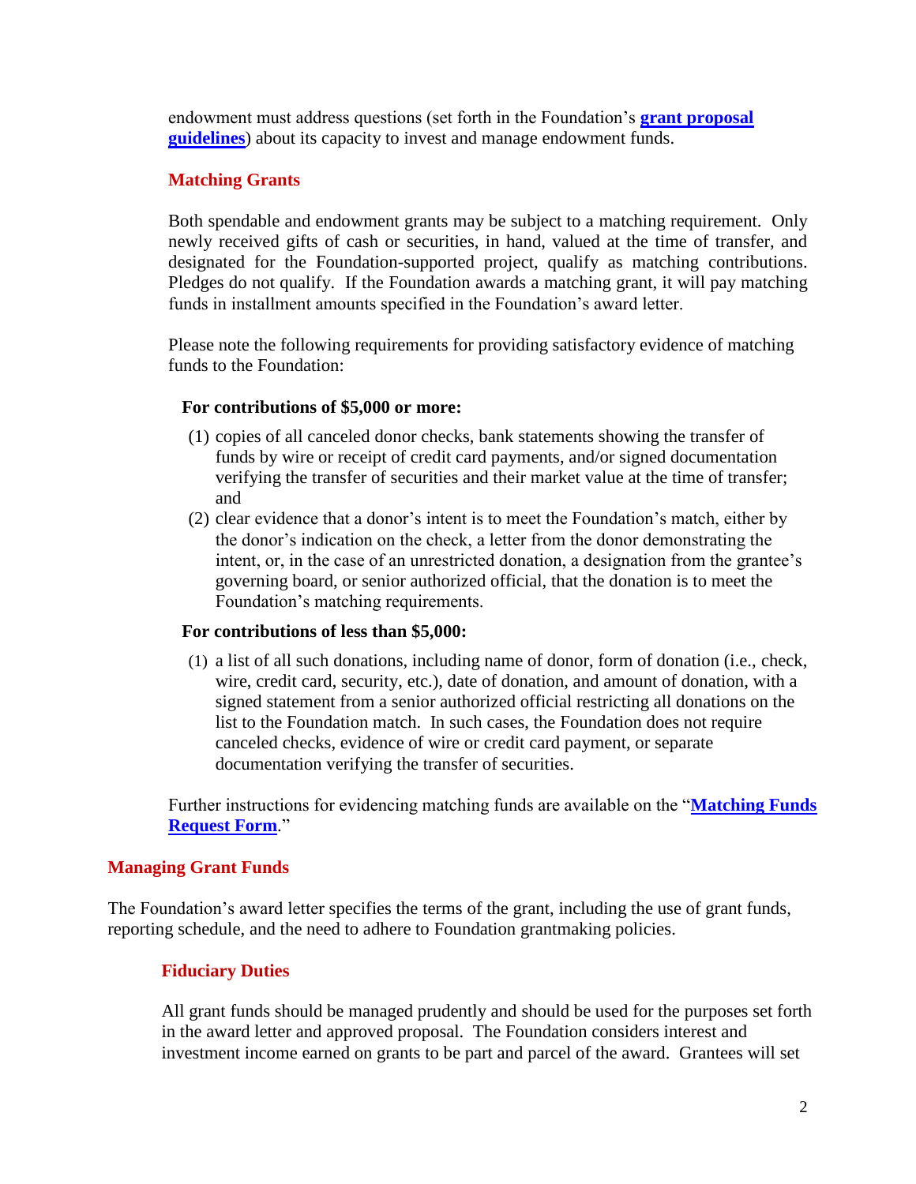endowment must address questions (set forth in the Foundation's **grant proposal guidelines**) about its capacity to invest and manage endowment funds.

### Matching Grants

Both spendable and endowment grants may be subject to a matching requirement. Only newly received gifts of cash or securities, in hand, valued at the time of transfer, and designated for the Foundation-supported project, qualify as matching contributions. Pledges do not qualify. If the Foundation awards a matching grant, it will pay matching funds in installment amounts specified in the Foundation's award letter.

Please note the following requirements for providing satisfactory evidence of matching funds to the Foundation:

**For contributions of $5,000 or more:**

(1) copies of all canceled donor checks, bank statements showing the transfer of funds by wire or receipt of credit card payments, and/or signed documentation verifying the transfer of securities and their market value at the time of transfer; and

(2) clear evidence that a donor's intent is to meet the Foundation's match, either by the donor's indication on the check, a letter from the donor demonstrating the intent, or, in the case of an unrestricted donation, a designation from the grantee's governing board, or senior authorized official, that the donation is to meet the Foundation's matching requirements.

**For contributions of less than $5,000:**

(1) a list of all such donations, including name of donor, form of donation (i.e., check, wire, credit card, security, etc.), date of donation, and amount of donation, with a signed statement from a senior authorized official restricting all donations on the list to the Foundation match. In such cases, the Foundation does not require canceled checks, evidence of wire or credit card payment, or separate documentation verifying the transfer of securities.

Further instructions for evidencing matching funds are available on the "**Matching Funds Request Form**."

## Managing Grant Funds

The Foundation's award letter specifies the terms of the grant, including the use of grant funds, reporting schedule, and the need to adhere to Foundation grantmaking policies.

### Fiduciary Duties

All grant funds should be managed prudently and should be used for the purposes set forth in the award letter and approved proposal. The Foundation considers interest and investment income earned on grants to be part and parcel of the award. Grantees will set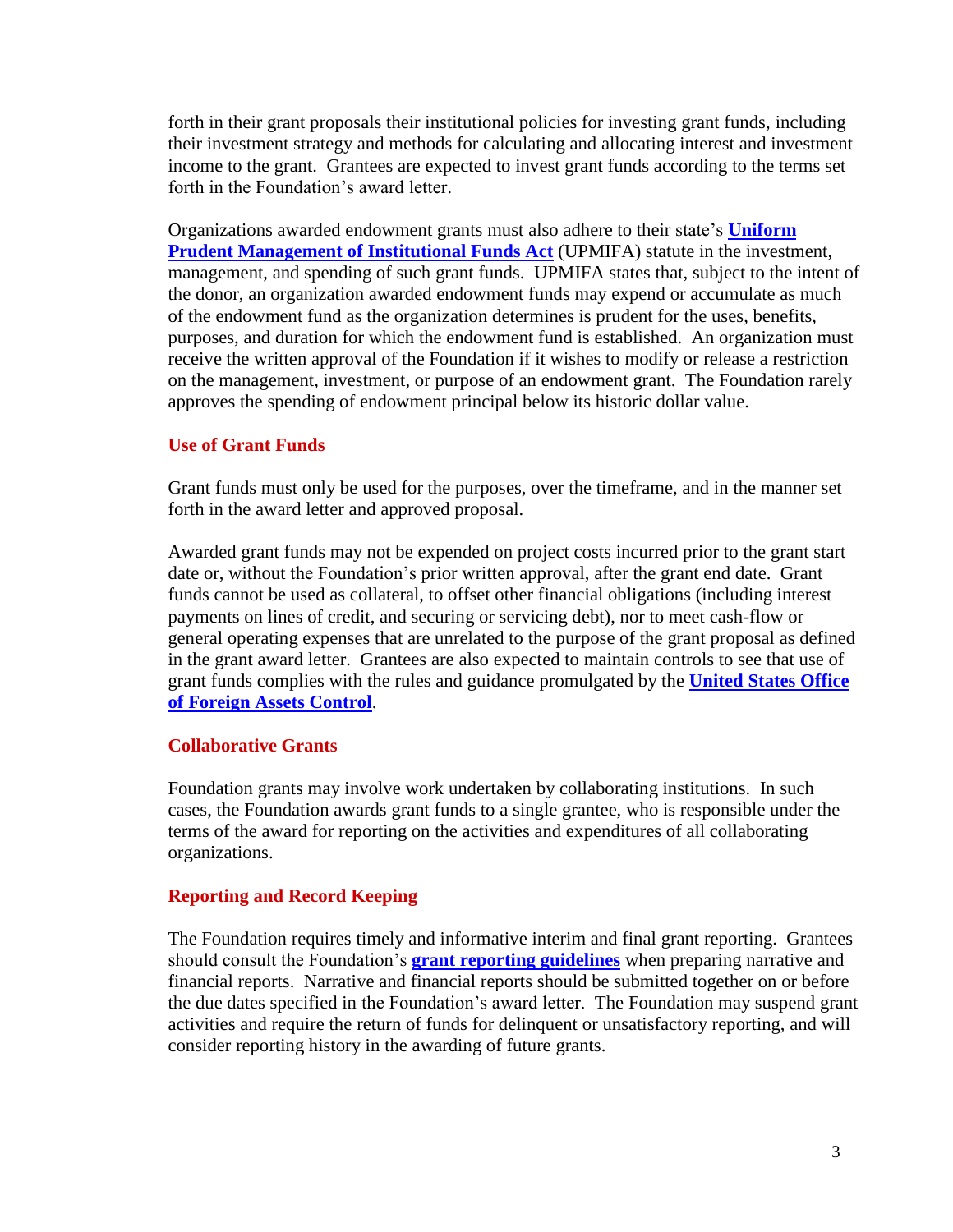forth in their grant proposals their institutional policies for investing grant funds, including their investment strategy and methods for calculating and allocating interest and investment income to the grant. Grantees are expected to invest grant funds according to the terms set forth in the Foundation's award letter.

Organizations awarded endowment grants must also adhere to their state's **Uniform Prudent Management of Institutional Funds Act** (UPMIFA) statute in the investment, management, and spending of such grant funds. UPMIFA states that, subject to the intent of the donor, an organization awarded endowment funds may expend or accumulate as much of the endowment fund as the organization determines is prudent for the uses, benefits, purposes, and duration for which the endowment fund is established. An organization must receive the written approval of the Foundation if it wishes to modify or release a restriction on the management, investment, or purpose of an endowment grant. The Foundation rarely approves the spending of endowment principal below its historic dollar value.

## Use of Grant Funds

Grant funds must only be used for the purposes, over the timeframe, and in the manner set forth in the award letter and approved proposal.

Awarded grant funds may not be expended on project costs incurred prior to the grant start date or, without the Foundation's prior written approval, after the grant end date. Grant funds cannot be used as collateral, to offset other financial obligations (including interest payments on lines of credit, and securing or servicing debt), nor to meet cash-flow or general operating expenses that are unrelated to the purpose of the grant proposal as defined in the grant award letter. Grantees are also expected to maintain controls to see that use of grant funds complies with the rules and guidance promulgated by the **United States Office of Foreign Assets Control**.

## Collaborative Grants

Foundation grants may involve work undertaken by collaborating institutions. In such cases, the Foundation awards grant funds to a single grantee, who is responsible under the terms of the award for reporting on the activities and expenditures of all collaborating organizations.

## Reporting and Record Keeping

The Foundation requires timely and informative interim and final grant reporting. Grantees should consult the Foundation's **grant reporting guidelines** when preparing narrative and financial reports. Narrative and financial reports should be submitted together on or before the due dates specified in the Foundation's award letter. The Foundation may suspend grant activities and require the return of funds for delinquent or unsatisfactory reporting, and will consider reporting history in the awarding of future grants.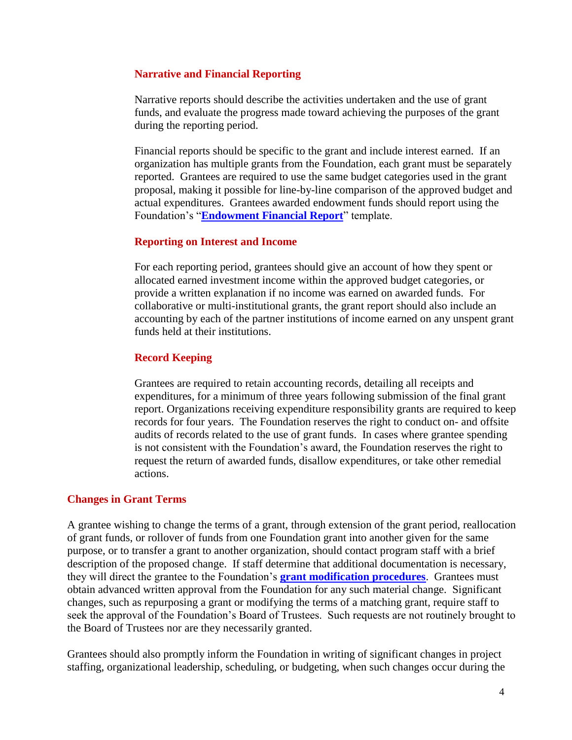### Narrative and Financial Reporting

Narrative reports should describe the activities undertaken and the use of grant funds, and evaluate the progress made toward achieving the purposes of the grant during the reporting period.

Financial reports should be specific to the grant and include interest earned. If an organization has multiple grants from the Foundation, each grant must be separately reported. Grantees are required to use the same budget categories used in the grant proposal, making it possible for line-by-line comparison of the approved budget and actual expenditures. Grantees awarded endowment funds should report using the Foundation's "**Endowment Financial Report**" template.

### Reporting on Interest and Income

For each reporting period, grantees should give an account of how they spent or allocated earned investment income within the approved budget categories, or provide a written explanation if no income was earned on awarded funds. For collaborative or multi-institutional grants, the grant report should also include an accounting by each of the partner institutions of income earned on any unspent grant funds held at their institutions.

### Record Keeping

Grantees are required to retain accounting records, detailing all receipts and expenditures, for a minimum of three years following submission of the final grant report. Organizations receiving expenditure responsibility grants are required to keep records for four years. The Foundation reserves the right to conduct on- and offsite audits of records related to the use of grant funds. In cases where grantee spending is not consistent with the Foundation's award, the Foundation reserves the right to request the return of awarded funds, disallow expenditures, or take other remedial actions.

## Changes in Grant Terms

A grantee wishing to change the terms of a grant, through extension of the grant period, reallocation of grant funds, or rollover of funds from one Foundation grant into another given for the same purpose, or to transfer a grant to another organization, should contact program staff with a brief description of the proposed change. If staff determine that additional documentation is necessary, they will direct the grantee to the Foundation's **grant modification procedures**. Grantees must obtain advanced written approval from the Foundation for any such material change. Significant changes, such as repurposing a grant or modifying the terms of a matching grant, require staff to seek the approval of the Foundation's Board of Trustees. Such requests are not routinely brought to the Board of Trustees nor are they necessarily granted.

Grantees should also promptly inform the Foundation in writing of significant changes in project staffing, organizational leadership, scheduling, or budgeting, when such changes occur during the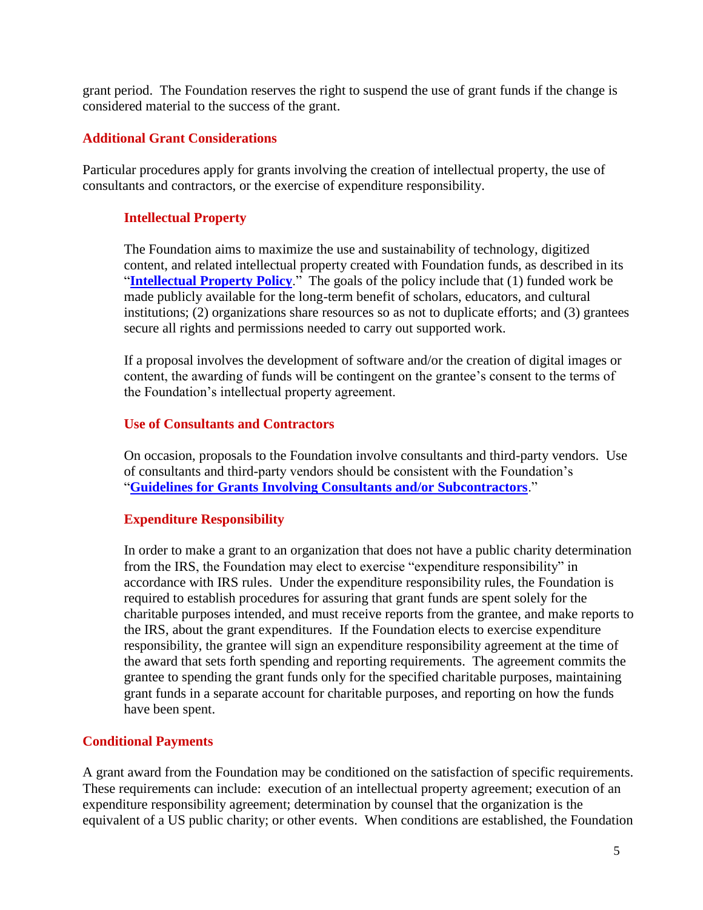grant period. The Foundation reserves the right to suspend the use of grant funds if the change is considered material to the success of the grant.

## Additional Grant Considerations

Particular procedures apply for grants involving the creation of intellectual property, the use of consultants and contractors, or the exercise of expenditure responsibility.

### Intellectual Property

The Foundation aims to maximize the use and sustainability of technology, digitized content, and related intellectual property created with Foundation funds, as described in its "**Intellectual Property Policy**." The goals of the policy include that (1) funded work be made publicly available for the long-term benefit of scholars, educators, and cultural institutions; (2) organizations share resources so as not to duplicate efforts; and (3) grantees secure all rights and permissions needed to carry out supported work.

If a proposal involves the development of software and/or the creation of digital images or content, the awarding of funds will be contingent on the grantee's consent to the terms of the Foundation's intellectual property agreement.

### Use of Consultants and Contractors

On occasion, proposals to the Foundation involve consultants and third-party vendors. Use of consultants and third-party vendors should be consistent with the Foundation's "**Guidelines for Grants Involving Consultants and/or Subcontractors**."

### Expenditure Responsibility

In order to make a grant to an organization that does not have a public charity determination from the IRS, the Foundation may elect to exercise "expenditure responsibility" in accordance with IRS rules. Under the expenditure responsibility rules, the Foundation is required to establish procedures for assuring that grant funds are spent solely for the charitable purposes intended, and must receive reports from the grantee, and make reports to the IRS, about the grant expenditures. If the Foundation elects to exercise expenditure responsibility, the grantee will sign an expenditure responsibility agreement at the time of the award that sets forth spending and reporting requirements. The agreement commits the grantee to spending the grant funds only for the specified charitable purposes, maintaining grant funds in a separate account for charitable purposes, and reporting on how the funds have been spent.

## Conditional Payments

A grant award from the Foundation may be conditioned on the satisfaction of specific requirements. These requirements can include: execution of an intellectual property agreement; execution of an expenditure responsibility agreement; determination by counsel that the organization is the equivalent of a US public charity; or other events. When conditions are established, the Foundation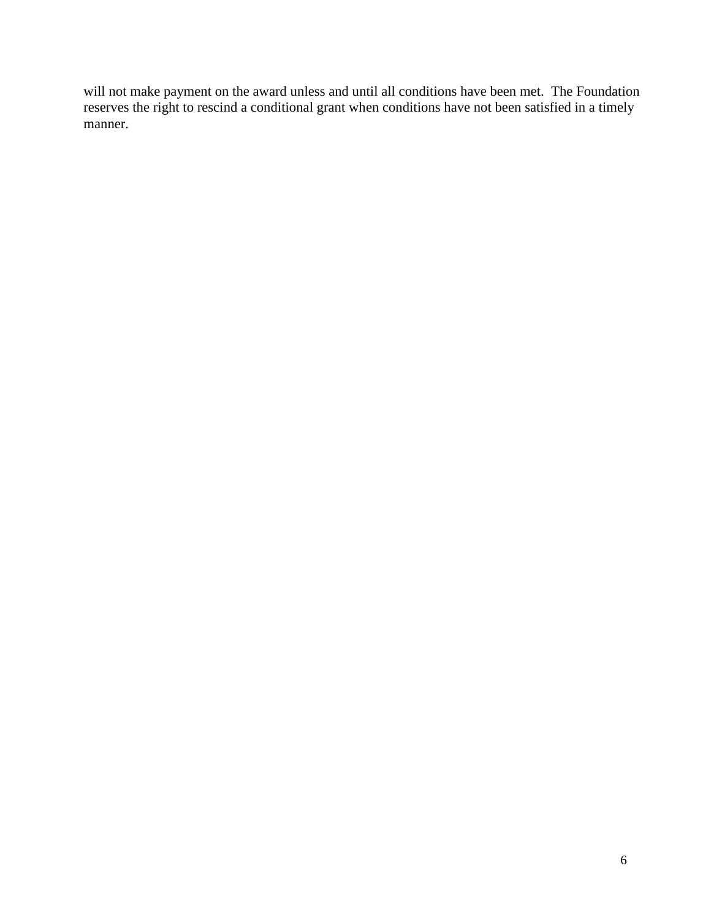will not make payment on the award unless and until all conditions have been met. The Foundation reserves the right to rescind a conditional grant when conditions have not been satisfied in a timely manner.